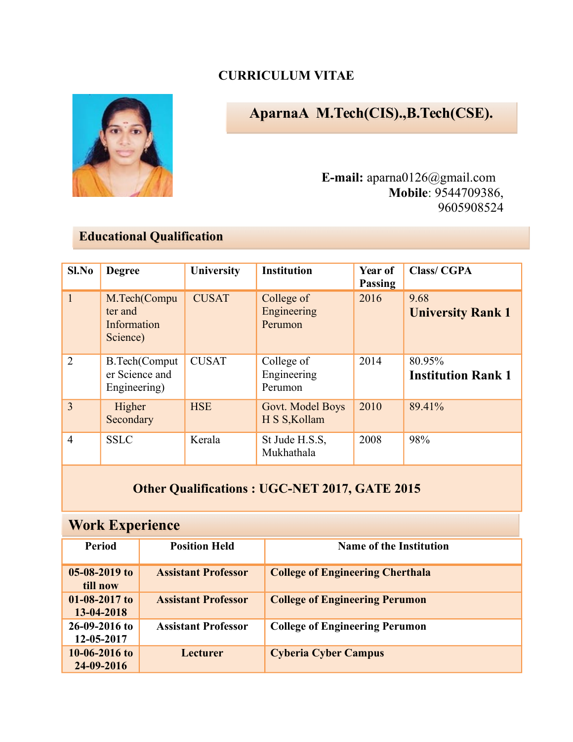# CURRICULUM VITAE

## AparnaA M.Tech(CIS).,B.Tech(CSE).

**E-mail:** aparna0126@gmail.com
**Mobile**: 9544709386, 9605908524

## Educational Qualification

| Sl.No | Degree | University | Institution | Year of Passing | Class/ CGPA |
|---|---|---|---|---|---|
| 1 | M.Tech(Computer and Information Science) | CUSAT | College of Engineering Perumon | 2016 | 9.68 **University Rank 1** |
| 2 | B.Tech(Computer Science and Engineering) | CUSAT | College of Engineering Perumon | 2014 | 80.95% **Institution Rank 1** |
| 3 | Higher Secondary | HSE | Govt. Model Boys H S S,Kollam | 2010 | 89.41% |
| 4 | SSLC | Kerala | St Jude H.S.S, Mukhathala | 2008 | 98% |

**Other Qualifications : UGC-NET 2017, GATE 2015**

## Work Experience

| Period | Position Held | Name of the Institution |
|---|---|---|
| **05-08-2019 to till now** | **Assistant Professor** | **College of Engineering Cherthala** |
| **01-08-2017 to 13-04-2018** | **Assistant Professor** | **College of Engineering Perumon** |
| **26-09-2016 to 12-05-2017** | **Assistant Professor** | **College of Engineering Perumon** |
| **10-06-2016 to 24-09-2016** | **Lecturer** | **Cyberia Cyber Campus** |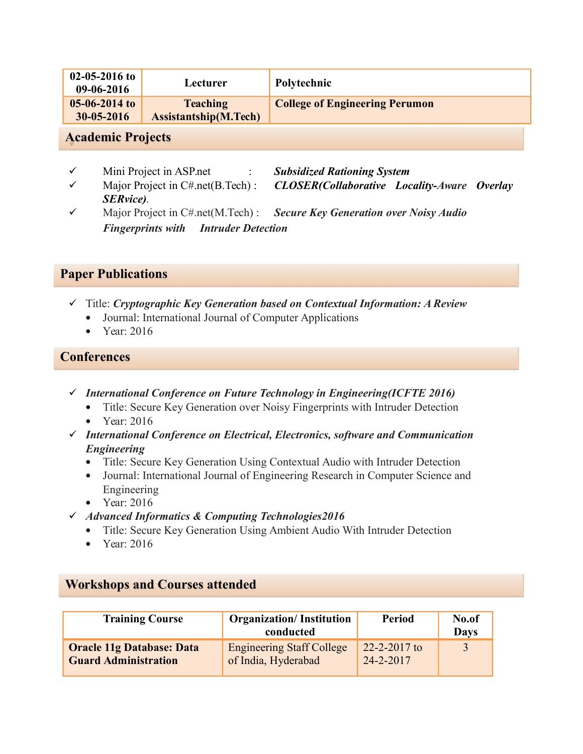| | | |
|---|---|---|
| **02-05-2016 to 09-06-2016** | **Lecturer** | **Polytechnic** |
| **05-06-2014 to 30-05-2016** | **Teaching Assistantship(M.Tech)** | **College of Engineering Perumon** |

## Academic Projects

- ✓ Mini Project in ASP.net : ***Subsidized Rationing System***
- ✓ Major Project in C#.net(B.Tech) : ***CLOSER(Collaborative Locality-Aware Overlay SERvice)***.
- ✓ Major Project in C#.net(M.Tech) : ***Secure Key Generation over Noisy Audio Fingerprints with Intruder Detection***

## Paper Publications

- ✓ Title: ***Cryptographic Key Generation based on Contextual Information: A Review***
  - Journal: International Journal of Computer Applications
  - Year: 2016

## Conferences

- ✓ ***International Conference on Future Technology in Engineering(ICFTE 2016)***
  - Title: Secure Key Generation over Noisy Fingerprints with Intruder Detection
  - Year: 2016
- ✓ ***International Conference on Electrical, Electronics, software and Communication Engineering***
  - Title: Secure Key Generation Using Contextual Audio with Intruder Detection
  - Journal: International Journal of Engineering Research in Computer Science and Engineering
  - Year: 2016
- ✓ ***Advanced Informatics & Computing Technologies2016***
  - Title: Secure Key Generation Using Ambient Audio With Intruder Detection
  - Year: 2016

## Workshops and Courses attended

| Training Course | Organization/ Institution conducted | Period | No.of Days |
|---|---|---|---|
| **Oracle 11g Database: Data Guard Administration** | Engineering Staff College of India, Hyderabad | 22-2-2017 to 24-2-2017 | 3 |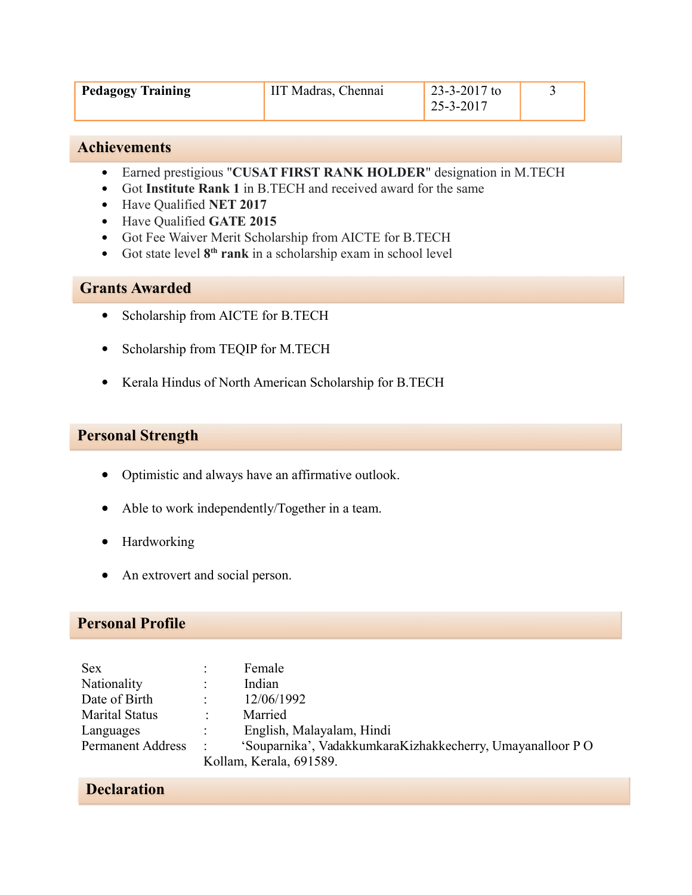| | | | |
|---|---|---|---|
| **Pedagogy Training** | IIT Madras, Chennai | 23-3-2017 to 25-3-2017 | 3 |

## Achievements

- Earned prestigious "**CUSAT FIRST RANK HOLDER**" designation in M.TECH
- Got **Institute Rank 1** in B.TECH and received award for the same
- Have Qualified **NET 2017**
- Have Qualified **GATE 2015**
- Got Fee Waiver Merit Scholarship from AICTE for B.TECH
- Got state level **8th rank** in a scholarship exam in school level

## Grants Awarded

- Scholarship from AICTE for B.TECH
- Scholarship from TEQIP for M.TECH
- Kerala Hindus of North American Scholarship for B.TECH

## Personal Strength

- Optimistic and always have an affirmative outlook.
- Able to work independently/Together in a team.
- Hardworking
- An extrovert and social person.

## Personal Profile

Sex : Female
Nationality : Indian
Date of Birth : 12/06/1992
Marital Status : Married
Languages : English, Malayalam, Hindi
Permanent Address : 'Souparnika', VadakkumkaraKizhakkecherry, Umayanalloor P O Kollam, Kerala, 691589.

## Declaration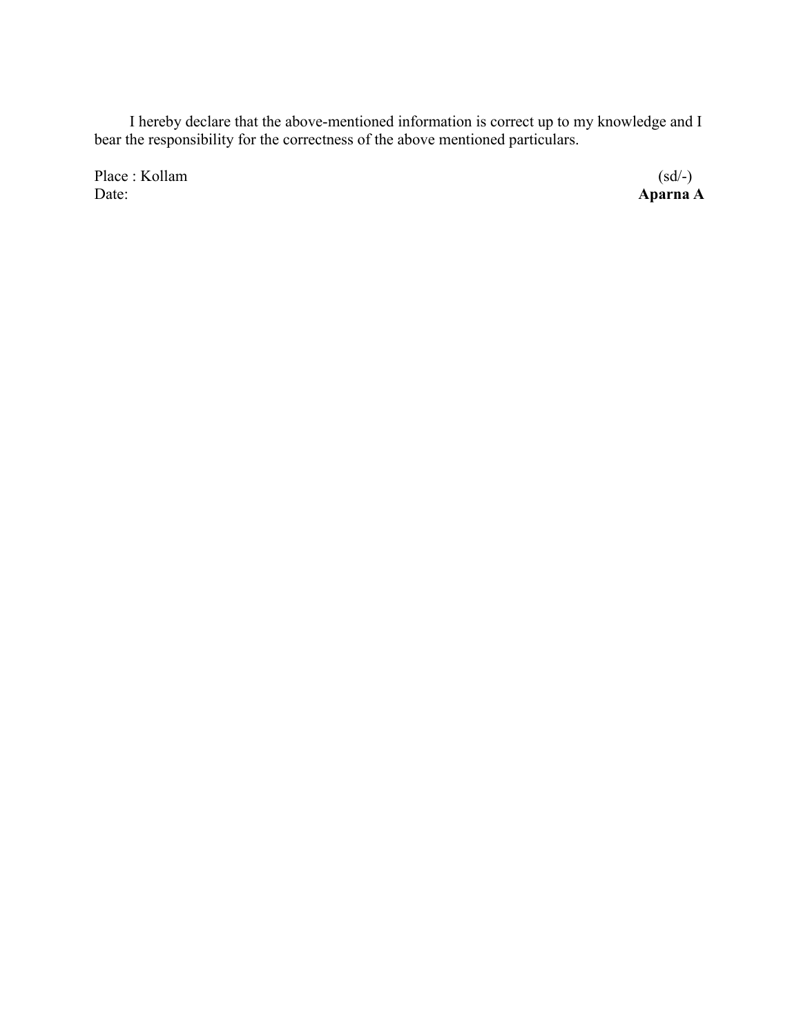I hereby declare that the above-mentioned information is correct up to my knowledge and I bear the responsibility for the correctness of the above mentioned particulars.

Place : Kollam (sd/-)

Date: **Aparna A**